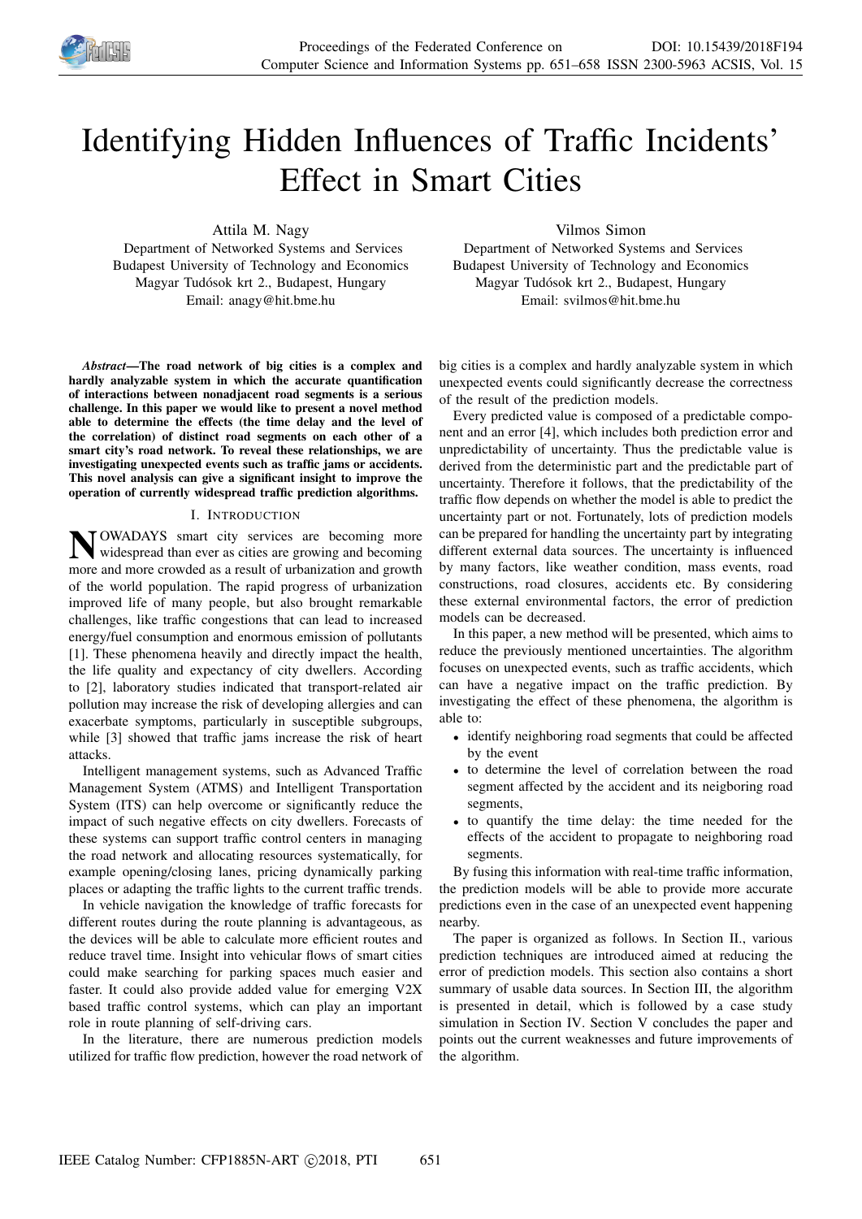# Identifying Hidden Influences of Traffic Incidents' Effect in Smart Cities

Attila M. Nagy
Department of Networked Systems and Services
Budapest University of Technology and Economics
Magyar Tudósok krt 2., Budapest, Hungary
Email: anagy@hit.bme.hu

Vilmos Simon
Department of Networked Systems and Services
Budapest University of Technology and Economics
Magyar Tudósok krt 2., Budapest, Hungary
Email: svilmos@hit.bme.hu

***Abstract*—The road network of big cities is a complex and hardly analyzable system in which the accurate quantification of interactions between nonadjacent road segments is a serious challenge. In this paper we would like to present a novel method able to determine the effects (the time delay and the level of the correlation) of distinct road segments on each other of a smart city's road network. To reveal these relationships, we are investigating unexpected events such as traffic jams or accidents. This novel analysis can give a significant insight to improve the operation of currently widespread traffic prediction algorithms.**

## I. Introduction

NOWADAYS smart city services are becoming more widespread than ever as cities are growing and becoming more and more crowded as a result of urbanization and growth of the world population. The rapid progress of urbanization improved life of many people, but also brought remarkable challenges, like traffic congestions that can lead to increased energy/fuel consumption and enormous emission of pollutants [1]. These phenomena heavily and directly impact the health, the life quality and expectancy of city dwellers. According to [2], laboratory studies indicated that transport-related air pollution may increase the risk of developing allergies and can exacerbate symptoms, particularly in susceptible subgroups, while [3] showed that traffic jams increase the risk of heart attacks.

Intelligent management systems, such as Advanced Traffic Management System (ATMS) and Intelligent Transportation System (ITS) can help overcome or significantly reduce the impact of such negative effects on city dwellers. Forecasts of these systems can support traffic control centers in managing the road network and allocating resources systematically, for example opening/closing lanes, pricing dynamically parking places or adapting the traffic lights to the current traffic trends.

In vehicle navigation the knowledge of traffic forecasts for different routes during the route planning is advantageous, as the devices will be able to calculate more efficient routes and reduce travel time. Insight into vehicular flows of smart cities could make searching for parking spaces much easier and faster. It could also provide added value for emerging V2X based traffic control systems, which can play an important role in route planning of self-driving cars.

In the literature, there are numerous prediction models utilized for traffic flow prediction, however the road network of big cities is a complex and hardly analyzable system in which unexpected events could significantly decrease the correctness of the result of the prediction models.

Every predicted value is composed of a predictable component and an error [4], which includes both prediction error and unpredictability of uncertainty. Thus the predictable value is derived from the deterministic part and the predictable part of uncertainty. Therefore it follows, that the predictability of the traffic flow depends on whether the model is able to predict the uncertainty part or not. Fortunately, lots of prediction models can be prepared for handling the uncertainty part by integrating different external data sources. The uncertainty is influenced by many factors, like weather condition, mass events, road constructions, road closures, accidents etc. By considering these external environmental factors, the error of prediction models can be decreased.

In this paper, a new method will be presented, which aims to reduce the previously mentioned uncertainties. The algorithm focuses on unexpected events, such as traffic accidents, which can have a negative impact on the traffic prediction. By investigating the effect of these phenomena, the algorithm is able to:

- identify neighboring road segments that could be affected by the event
- to determine the level of correlation between the road segment affected by the accident and its neigboring road segments,
- to quantify the time delay: the time needed for the effects of the accident to propagate to neighboring road segments.

By fusing this information with real-time traffic information, the prediction models will be able to provide more accurate predictions even in the case of an unexpected event happening nearby.

The paper is organized as follows. In Section II., various prediction techniques are introduced aimed at reducing the error of prediction models. This section also contains a short summary of usable data sources. In Section III, the algorithm is presented in detail, which is followed by a case study simulation in Section IV. Section V concludes the paper and points out the current weaknesses and future improvements of the algorithm.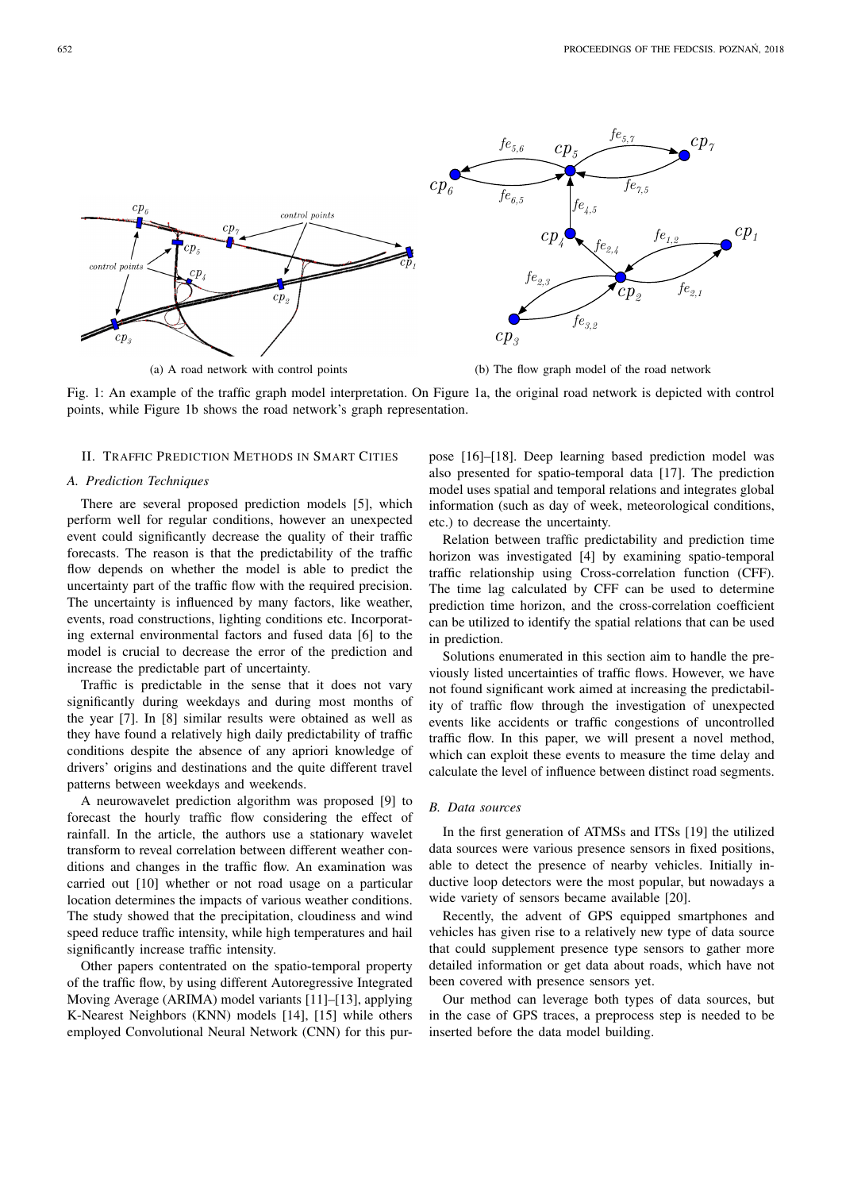(a) A road network with control points

(b) The flow graph model of the road network

Fig. 1: An example of the traffic graph model interpretation. On Figure 1a, the original road network is depicted with control points, while Figure 1b shows the road network's graph representation.

## II. Traffic Prediction Methods in Smart Cities

### A. Prediction Techniques

There are several proposed prediction models [5], which perform well for regular conditions, however an unexpected event could significantly decrease the quality of their traffic forecasts. The reason is that the predictability of the traffic flow depends on whether the model is able to predict the uncertainty part of the traffic flow with the required precision. The uncertainty is influenced by many factors, like weather, events, road constructions, lighting conditions etc. Incorporating external environmental factors and fused data [6] to the model is crucial to decrease the error of the prediction and increase the predictable part of uncertainty.

Traffic is predictable in the sense that it does not vary significantly during weekdays and during most months of the year [7]. In [8] similar results were obtained as well as they have found a relatively high daily predictability of traffic conditions despite the absence of any apriori knowledge of drivers' origins and destinations and the quite different travel patterns between weekdays and weekends.

A neurowavelet prediction algorithm was proposed [9] to forecast the hourly traffic flow considering the effect of rainfall. In the article, the authors use a stationary wavelet transform to reveal correlation between different weather conditions and changes in the traffic flow. An examination was carried out [10] whether or not road usage on a particular location determines the impacts of various weather conditions. The study showed that the precipitation, cloudiness and wind speed reduce traffic intensity, while high temperatures and hail significantly increase traffic intensity.

Other papers contentrated on the spatio-temporal property of the traffic flow, by using different Autoregressive Integrated Moving Average (ARIMA) model variants [11]–[13], applying K-Nearest Neighbors (KNN) models [14], [15] while others employed Convolutional Neural Network (CNN) for this purpose [16]–[18]. Deep learning based prediction model was also presented for spatio-temporal data [17]. The prediction model uses spatial and temporal relations and integrates global information (such as day of week, meteorological conditions, etc.) to decrease the uncertainty.

Relation between traffic predictability and prediction time horizon was investigated [4] by examining spatio-temporal traffic relationship using Cross-correlation function (CFF). The time lag calculated by CFF can be used to determine prediction time horizon, and the cross-correlation coefficient can be utilized to identify the spatial relations that can be used in prediction.

Solutions enumerated in this section aim to handle the previously listed uncertainties of traffic flows. However, we have not found significant work aimed at increasing the predictability of traffic flow through the investigation of unexpected events like accidents or traffic congestions of uncontrolled traffic flow. In this paper, we will present a novel method, which can exploit these events to measure the time delay and calculate the level of influence between distinct road segments.

### B. Data sources

In the first generation of ATMSs and ITSs [19] the utilized data sources were various presence sensors in fixed positions, able to detect the presence of nearby vehicles. Initially inductive loop detectors were the most popular, but nowadays a wide variety of sensors became available [20].

Recently, the advent of GPS equipped smartphones and vehicles has given rise to a relatively new type of data source that could supplement presence type sensors to gather more detailed information or get data about roads, which have not been covered with presence sensors yet.

Our method can leverage both types of data sources, but in the case of GPS traces, a preprocess step is needed to be inserted before the data model building.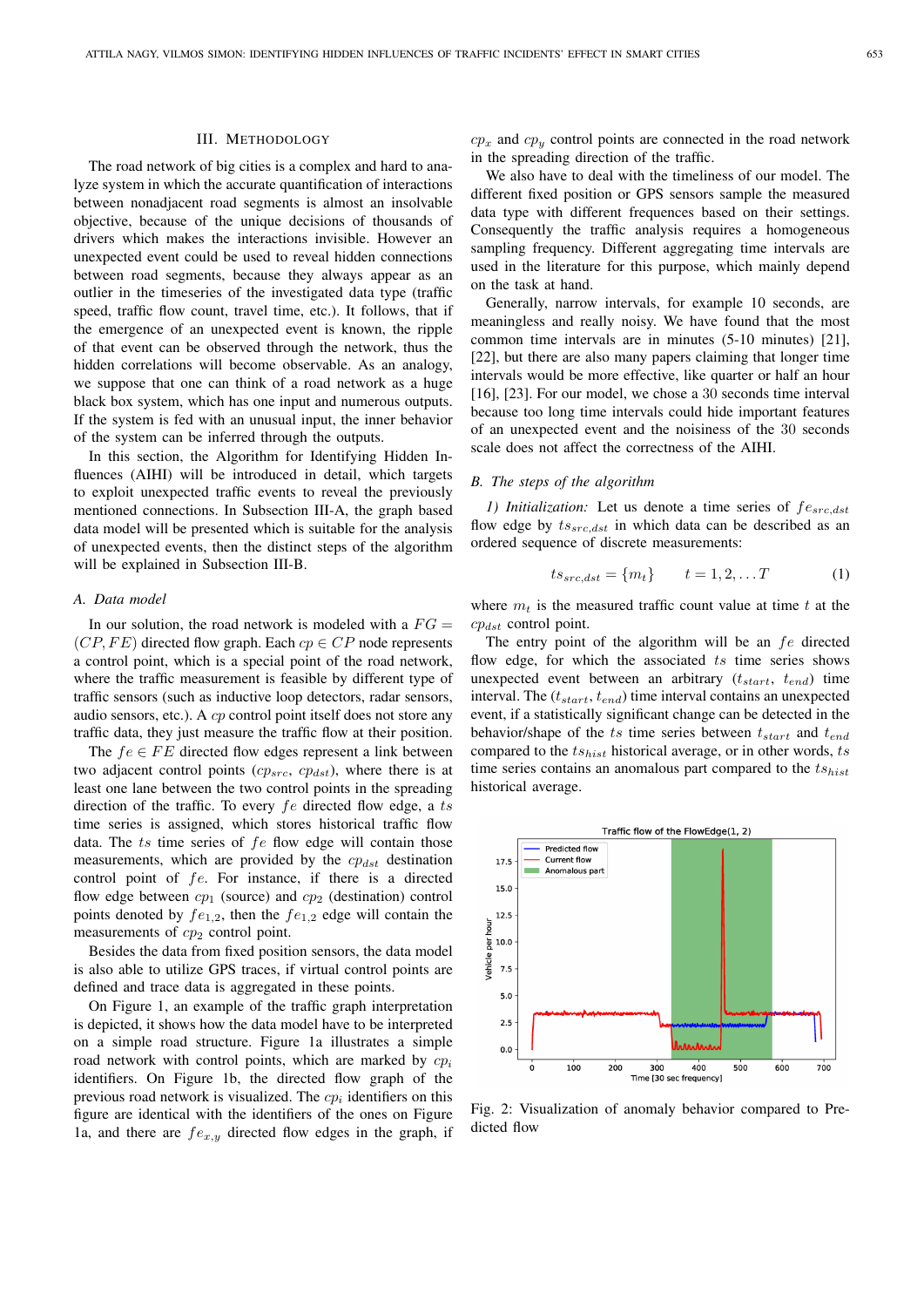## III. Methodology

The road network of big cities is a complex and hard to analyze system in which the accurate quantification of interactions between nonadjacent road segments is almost an insolvable objective, because of the unique decisions of thousands of drivers which makes the interactions invisible. However an unexpected event could be used to reveal hidden connections between road segments, because they always appear as an outlier in the timeseries of the investigated data type (traffic speed, traffic flow count, travel time, etc.). It follows, that if the emergence of an unexpected event is known, the ripple of that event can be observed through the network, thus the hidden correlations will become observable. As an analogy, we suppose that one can think of a road network as a huge black box system, which has one input and numerous outputs. If the system is fed with an unusual input, the inner behavior of the system can be inferred through the outputs.

In this section, the Algorithm for Identifying Hidden Influences (AIHI) will be introduced in detail, which targets to exploit unexpected traffic events to reveal the previously mentioned connections. In Subsection III-A, the graph based data model will be presented which is suitable for the analysis of unexpected events, then the distinct steps of the algorithm will be explained in Subsection III-B.

### A. Data model

In our solution, the road network is modeled with a $FG = (CP, FE)$ directed flow graph. Each $cp \in CP$ node represents a control point, which is a special point of the road network, where the traffic measurement is feasible by different type of traffic sensors (such as inductive loop detectors, radar sensors, audio sensors, etc.). A $cp$ control point itself does not store any traffic data, they just measure the traffic flow at their position.

The $fe \in FE$ directed flow edges represent a link between two adjacent control points ($cp_{src}$, $cp_{dst}$), where there is at least one lane between the two control points in the spreading direction of the traffic. To every $fe$ directed flow edge, a $ts$ time series is assigned, which stores historical traffic flow data. The $ts$ time series of $fe$ flow edge will contain those measurements, which are provided by the $cp_{dst}$ destination control point of $fe$. For instance, if there is a directed flow edge between $cp_1$ (source) and $cp_2$ (destination) control points denoted by $fe_{1,2}$, then the $fe_{1,2}$ edge will contain the measurements of $cp_2$ control point.

Besides the data from fixed position sensors, the data model is also able to utilize GPS traces, if virtual control points are defined and trace data is aggregated in these points.

On Figure 1, an example of the traffic graph interpretation is depicted, it shows how the data model have to be interpreted on a simple road structure. Figure 1a illustrates a simple road network with control points, which are marked by $cp_i$ identifiers. On Figure 1b, the directed flow graph of the previous road network is visualized. The $cp_i$ identifiers on this figure are identical with the identifiers of the ones on Figure 1a, and there are $fe_{x,y}$ directed flow edges in the graph, if $cp_x$ and $cp_y$ control points are connected in the road network in the spreading direction of the traffic.

We also have to deal with the timeliness of our model. The different fixed position or GPS sensors sample the measured data type with different frequences based on their settings. Consequently the traffic analysis requires a homogeneous sampling frequency. Different aggregating time intervals are used in the literature for this purpose, which mainly depend on the task at hand.

Generally, narrow intervals, for example 10 seconds, are meaningless and really noisy. We have found that the most common time intervals are in minutes (5-10 minutes) [21], [22], but there are also many papers claiming that longer time intervals would be more effective, like quarter or half an hour [16], [23]. For our model, we chose a 30 seconds time interval because too long time intervals could hide important features of an unexpected event and the noisiness of the 30 seconds scale does not affect the correctness of the AIHI.

### B. The steps of the algorithm

*1) Initialization:* Let us denote a time series of $fe_{src,dst}$ flow edge by $ts_{src,dst}$ in which data can be described as an ordered sequence of discrete measurements:

$$ts_{src,dst} = \{m_t\} \qquad t = 1, 2, \dots T \tag{1}$$

where $m_t$ is the measured traffic count value at time $t$ at the $cp_{dst}$ control point.

The entry point of the algorithm will be an $fe$ directed flow edge, for which the associated $ts$ time series shows unexpected event between an arbitrary ($t_{start}$, $t_{end}$) time interval. The ($t_{start}$, $t_{end}$) time interval contains an unexpected event, if a statistically significant change can be detected in the behavior/shape of the $ts$ time series between $t_{start}$ and $t_{end}$ compared to the $ts_{hist}$ historical average, or in other words, $ts$ time series contains an anomalous part compared to the $ts_{hist}$ historical average.

Fig. 2: Visualization of anomaly behavior compared to Predicted flow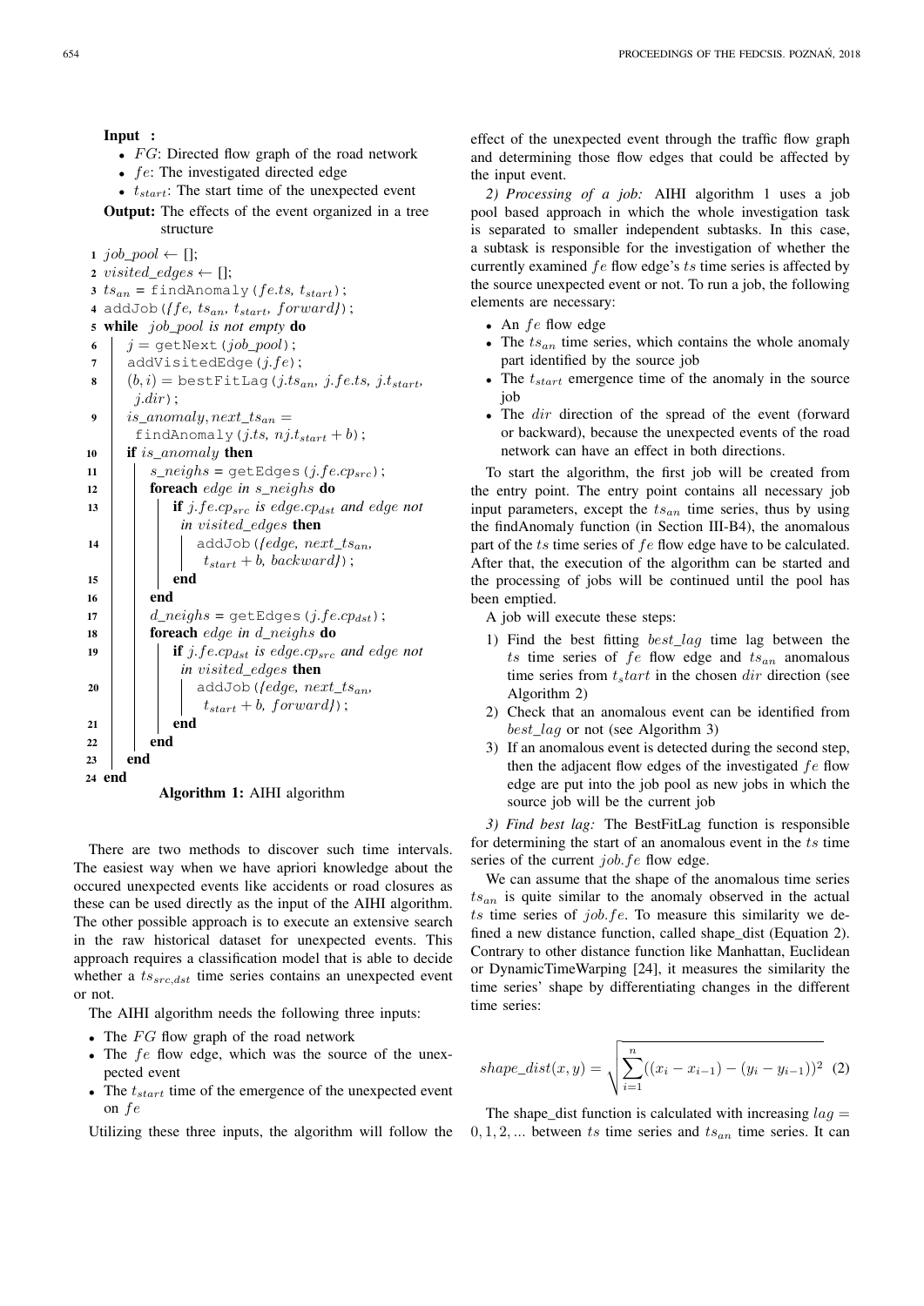**Input :**

- $FG$: Directed flow graph of the road network
- $fe$: The investigated directed edge
- $t_{start}$: The start time of the unexpected event

**Output:** The effects of the event organized in a tree structure

```
1  job_pool ← [];
2  visited_edges ← [];
3  ts_an = findAnomaly(fe.ts, t_start);
4  addJob({fe, ts_an, t_start, forward});
5  while job_pool is not empty do
6      j = getNext(job_pool);
7      addVisitedEdge(j.fe);
8      (b, i) = bestFitLag(j.ts_an, j.fe.ts, j.t_start, j.dir);
9      is_anomaly, next_ts_an = findAnomaly(j.ts, nj.t_start + b);
10     if is_anomaly then
11         s_neighs = getEdges(j.fe.cp_src);
12         foreach edge in s_neighs do
13             if j.fe.cp_src is edge.cp_dst and edge not in visited_edges then
14                 addJob({edge, next_ts_an, t_start + b, backward});
15             end
16         end
17         d_neighs = getEdges(j.fe.cp_dst);
18         foreach edge in d_neighs do
19             if j.fe.cp_dst is edge.cp_src and edge not in visited_edges then
20                 addJob({edge, next_ts_an, t_start + b, forward});
21             end
22         end
23     end
24 end
```

**Algorithm 1:** AIHI algorithm

There are two methods to discover such time intervals. The easiest way when we have apriori knowledge about the occured unexpected events like accidents or road closures as these can be used directly as the input of the AIHI algorithm. The other possible approach is to execute an extensive search in the raw historical dataset for unexpected events. This approach requires a classification model that is able to decide whether a $ts_{src,dst}$ time series contains an unexpected event or not.

The AIHI algorithm needs the following three inputs:

- The $FG$ flow graph of the road network
- The $fe$ flow edge, which was the source of the unexpected event
- The $t_{start}$ time of the emergence of the unexpected event on $fe$

Utilizing these three inputs, the algorithm will follow the effect of the unexpected event through the traffic flow graph and determining those flow edges that could be affected by the input event.

*2) Processing of a job:* AIHI algorithm 1 uses a job pool based approach in which the whole investigation task is separated to smaller independent subtasks. In this case, a subtask is responsible for the investigation of whether the currently examined $fe$ flow edge's $ts$ time series is affected by the source unexpected event or not. To run a job, the following elements are necessary:

- An $fe$ flow edge
- The $ts_{an}$ time series, which contains the whole anomaly part identified by the source job
- The $t_{start}$ emergence time of the anomaly in the source job
- The $dir$ direction of the spread of the event (forward or backward), because the unexpected events of the road network can have an effect in both directions.

To start the algorithm, the first job will be created from the entry point. The entry point contains all necessary job input parameters, except the $ts_{an}$ time series, thus by using the findAnomaly function (in Section III-B4), the anomalous part of the $ts$ time series of $fe$ flow edge have to be calculated. After that, the execution of the algorithm can be started and the processing of jobs will be continued until the pool has been emptied.

A job will execute these steps:

1) Find the best fitting $best\_lag$ time lag between the $ts$ time series of $fe$ flow edge and $ts_{an}$ anomalous time series from $t_start$ in the chosen $dir$ direction (see Algorithm 2)
2) Check that an anomalous event can be identified from $best\_lag$ or not (see Algorithm 3)
3) If an anomalous event is detected during the second step, then the adjacent flow edges of the investigated $fe$ flow edge are put into the job pool as new jobs in which the source job will be the current job

*3) Find best lag:* The BestFitLag function is responsible for determining the start of an anomalous event in the $ts$ time series of the current $job.fe$ flow edge.

We can assume that the shape of the anomalous time series $ts_{an}$ is quite similar to the anomaly observed in the actual $ts$ time series of $job.fe$. To measure this similarity we defined a new distance function, called shape_dist (Equation 2). Contrary to other distance function like Manhattan, Euclidean or DynamicTimeWarping [24], it measures the similarity the time series' shape by differentiating changes in the different time series:

$$shape\_dist(x, y) = \sqrt{\sum_{i=1}^{n}((x_i - x_{i-1}) - (y_i - y_{i-1}))^2} \quad (2)$$

The shape_dist function is calculated with increasing $lag = 0, 1, 2, ...$ between $ts$ time series and $ts_{an}$ time series. It can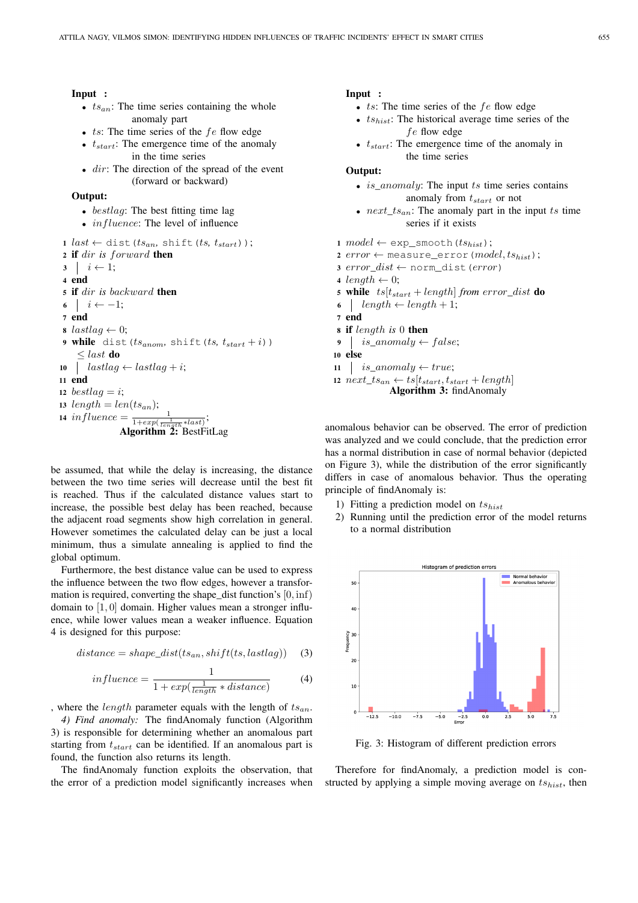**Input :**

- $ts_{an}$: The time series containing the whole anomaly part
- $ts$: The time series of the $fe$ flow edge
- $t_{start}$: The emergence time of the anomaly in the time series
- $dir$: The direction of the spread of the event (forward or backward)

**Output:**

- $bestlag$: The best fitting time lag
- $influence$: The level of influence

```
1  last ← dist(ts_an, shift(ts, t_start));
2  if dir is forward then
3  |  i ← 1;
4  end
5  if dir is backward then
6  |  i ← −1;
7  end
8  lastlag ← 0;
9  while dist(ts_anom, shift(ts, t_start + i))
      ≤ last do
10 |  lastlag ← lastlag + i;
11 end
12 bestlag = i;
13 length = len(ts_an);
14 influence = 1 / (1 + exp(1/length * last));
```

**Algorithm 2:** BestFitLag

be assumed, that while the delay is increasing, the distance between the two time series will decrease until the best fit is reached. Thus if the calculated distance values start to increase, the possible best delay has been reached, because the adjacent road segments show high correlation in general. However sometimes the calculated delay can be just a local minimum, thus a simulate annealing is applied to find the global optimum.

Furthermore, the best distance value can be used to express the influence between the two flow edges, however a transformation is required, converting the shape_dist function's $[0, \inf)$ domain to $[1, 0]$ domain. Higher values mean a stronger influence, while lower values mean a weaker influence. Equation 4 is designed for this purpose:

$$distance = shape\_dist(ts_{an}, shift(ts, lastlag)) \quad (3)$$

$$influence = \frac{1}{1 + exp(\frac{1}{length} * distance)} \quad (4)$$

, where the $length$ parameter equals with the length of $ts_{an}$.

*4) Find anomaly:* The findAnomaly function (Algorithm 3) is responsible for determining whether an anomalous part starting from $t_{start}$ can be identified. If an anomalous part is found, the function also returns its length.

The findAnomaly function exploits the observation, that the error of a prediction model significantly increases when anomalous behavior can be observed. The error of prediction was analyzed and we could conclude, that the prediction error has a normal distribution in case of normal behavior (depicted on Figure 3), while the distribution of the error significantly differs in case of anomalous behavior. Thus the operating principle of findAnomaly is:

1) Fitting a prediction model on $ts_{hist}$
2) Running until the prediction error of the model returns to a normal distribution

**Input :**

- $ts$: The time series of the $fe$ flow edge
- $ts_{hist}$: The historical average time series of the $fe$ flow edge
- $t_{start}$: The emergence time of the anomaly in the time series

**Output:**

- $is\_anomaly$: The input $ts$ time series contains anomaly from $t_{start}$ or not
- $next\_ts_{an}$: The anomaly part in the input $ts$ time series if it exists

```
1  model ← exp_smooth(ts_hist);
2  error ← measure_error(model, ts_hist);
3  error_dist ← norm_dist(error)
4  length ← 0;
5  while ts[t_start + length] from error_dist do
6  |  length ← length + 1;
7  end
8  if length is 0 then
9  |  is_anomaly ← false;
10 else
11 |  is_anomaly ← true;
12 next_ts_an ← ts[t_start, t_start + length]
```

**Algorithm 3:** findAnomaly

Fig. 3: Histogram of different prediction errors

Therefore for findAnomaly, a prediction model is constructed by applying a simple moving average on $ts_{hist}$, then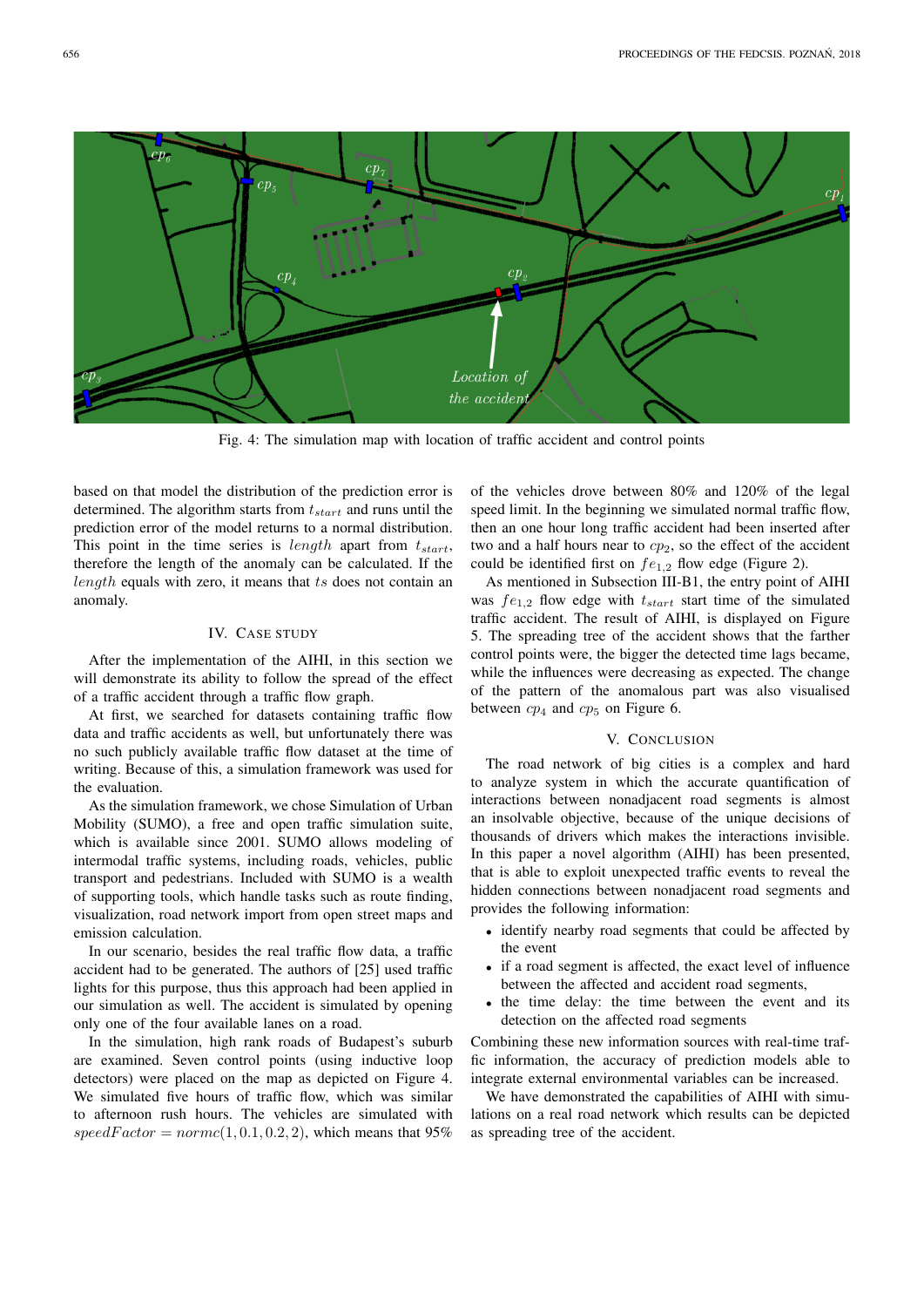Fig. 4: The simulation map with location of traffic accident and control points

based on that model the distribution of the prediction error is determined. The algorithm starts from $t_{start}$ and runs until the prediction error of the model returns to a normal distribution. This point in the time series is $length$ apart from $t_{start}$, therefore the length of the anomaly can be calculated. If the $length$ equals with zero, it means that $ts$ does not contain an anomaly.

## IV. Case Study

After the implementation of the AIHI, in this section we will demonstrate its ability to follow the spread of the effect of a traffic accident through a traffic flow graph.

At first, we searched for datasets containing traffic flow data and traffic accidents as well, but unfortunately there was no such publicly available traffic flow dataset at the time of writing. Because of this, a simulation framework was used for the evaluation.

As the simulation framework, we chose Simulation of Urban Mobility (SUMO), a free and open traffic simulation suite, which is available since 2001. SUMO allows modeling of intermodal traffic systems, including roads, vehicles, public transport and pedestrians. Included with SUMO is a wealth of supporting tools, which handle tasks such as route finding, visualization, road network import from open street maps and emission calculation.

In our scenario, besides the real traffic flow data, a traffic accident had to be generated. The authors of [25] used traffic lights for this purpose, thus this approach had been applied in our simulation as well. The accident is simulated by opening only one of the four available lanes on a road.

In the simulation, high rank roads of Budapest's suburb are examined. Seven control points (using inductive loop detectors) were placed on the map as depicted on Figure 4. We simulated five hours of traffic flow, which was similar to afternoon rush hours. The vehicles are simulated with $speedFactor = normc(1, 0.1, 0.2, 2)$, which means that 95% of the vehicles drove between 80% and 120% of the legal speed limit. In the beginning we simulated normal traffic flow, then an one hour long traffic accident had been inserted after two and a half hours near to $cp_2$, so the effect of the accident could be identified first on $fe_{1,2}$ flow edge (Figure 2).

As mentioned in Subsection III-B1, the entry point of AIHI was $fe_{1,2}$ flow edge with $t_{start}$ start time of the simulated traffic accident. The result of AIHI, is displayed on Figure 5. The spreading tree of the accident shows that the farther control points were, the bigger the detected time lags became, while the influences were decreasing as expected. The change of the pattern of the anomalous part was also visualised between $cp_4$ and $cp_5$ on Figure 6.

## V. Conclusion

The road network of big cities is a complex and hard to analyze system in which the accurate quantification of interactions between nonadjacent road segments is almost an insolvable objective, because of the unique decisions of thousands of drivers which makes the interactions invisible. In this paper a novel algorithm (AIHI) has been presented, that is able to exploit unexpected traffic events to reveal the hidden connections between nonadjacent road segments and provides the following information:

- identify nearby road segments that could be affected by the event
- if a road segment is affected, the exact level of influence between the affected and accident road segments,
- the time delay: the time between the event and its detection on the affected road segments

Combining these new information sources with real-time traffic information, the accuracy of prediction models able to integrate external environmental variables can be increased.

We have demonstrated the capabilities of AIHI with simulations on a real road network which results can be depicted as spreading tree of the accident.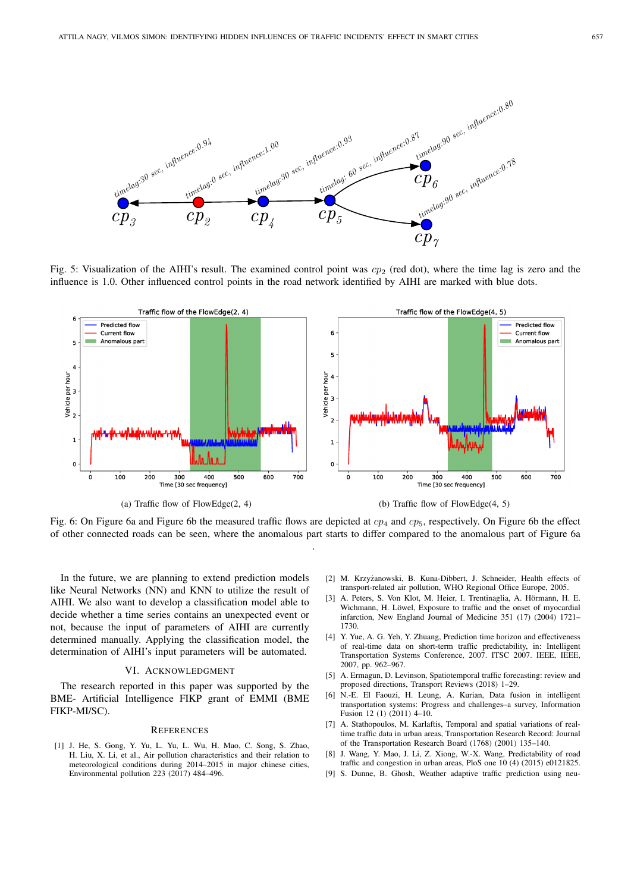Fig. 5: Visualization of the AIHI's result. The examined control point was $cp_2$ (red dot), where the time lag is zero and the influence is 1.0. Other influenced control points in the road network identified by AIHI are marked with blue dots.

(a) Traffic flow of FlowEdge(2, 4)

(b) Traffic flow of FlowEdge(4, 5)

Fig. 6: On Figure 6a and Figure 6b the measured traffic flows are depicted at $cp_4$ and $cp_5$, respectively. On Figure 6b the effect of other connected roads can be seen, where the anomalous part starts to differ compared to the anomalous part of Figure 6a

.

In the future, we are planning to extend prediction models like Neural Networks (NN) and KNN to utilize the result of AIHI. We also want to develop a classification model able to decide whether a time series contains an unexpected event or not, because the input of parameters of AIHI are currently determined manually. Applying the classification model, the determination of AIHI's input parameters will be automated.

## VI. Acknowledgment

The research reported in this paper was supported by the BME- Artificial Intelligence FIKP grant of EMMI (BME FIKP-MI/SC).

## References

[1] J. He, S. Gong, Y. Yu, L. Yu, L. Wu, H. Mao, C. Song, S. Zhao, H. Liu, X. Li, et al., Air pollution characteristics and their relation to meteorological conditions during 2014–2015 in major chinese cities, Environmental pollution 223 (2017) 484–496.

[2] M. Krzyżanowski, B. Kuna-Dibbert, J. Schneider, Health effects of transport-related air pollution, WHO Regional Office Europe, 2005.

[3] A. Peters, S. Von Klot, M. Heier, I. Trentinaglia, A. Hörmann, H. E. Wichmann, H. Löwel, Exposure to traffic and the onset of myocardial infarction, New England Journal of Medicine 351 (17) (2004) 1721–1730.

[4] Y. Yue, A. G. Yeh, Y. Zhuang, Prediction time horizon and effectiveness of real-time data on short-term traffic predictability, in: Intelligent Transportation Systems Conference, 2007. ITSC 2007. IEEE, IEEE, 2007, pp. 962–967.

[5] A. Ermagun, D. Levinson, Spatiotemporal traffic forecasting: review and proposed directions, Transport Reviews (2018) 1–29.

[6] N.-E. El Faouzi, H. Leung, A. Kurian, Data fusion in intelligent transportation systems: Progress and challenges–a survey, Information Fusion 12 (1) (2011) 4–10.

[7] A. Stathopoulos, M. Karlaftis, Temporal and spatial variations of real-time traffic data in urban areas, Transportation Research Record: Journal of the Transportation Research Board (1768) (2001) 135–140.

[8] J. Wang, Y. Mao, J. Li, Z. Xiong, W.-X. Wang, Predictability of road traffic and congestion in urban areas, PloS one 10 (4) (2015) e0121825.

[9] S. Dunne, B. Ghosh, Weather adaptive traffic prediction using neu-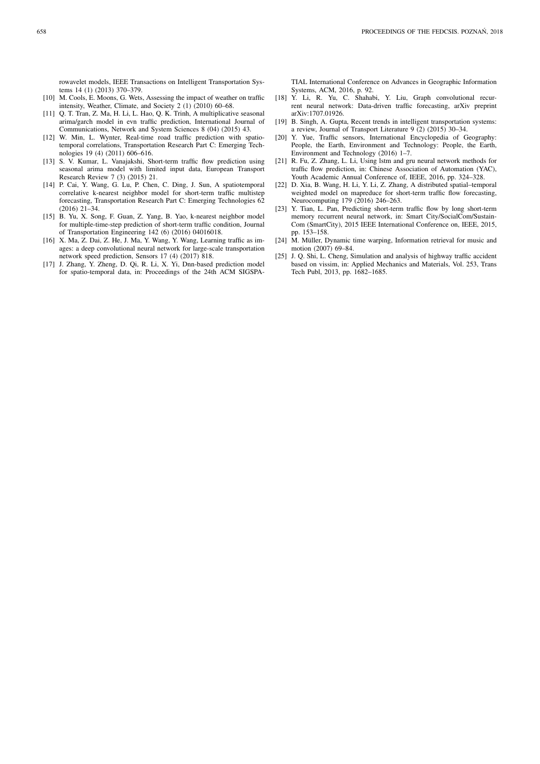rowavelet models, IEEE Transactions on Intelligent Transportation Systems 14 (1) (2013) 370–379.

[10] M. Cools, E. Moons, G. Wets, Assessing the impact of weather on traffic intensity, Weather, Climate, and Society 2 (1) (2010) 60–68.

[11] Q. T. Tran, Z. Ma, H. Li, L. Hao, Q. K. Trinh, A multiplicative seasonal arima/garch model in evn traffic prediction, International Journal of Communications, Network and System Sciences 8 (04) (2015) 43.

[12] W. Min, L. Wynter, Real-time road traffic prediction with spatio-temporal correlations, Transportation Research Part C: Emerging Technologies 19 (4) (2011) 606–616.

[13] S. V. Kumar, L. Vanajakshi, Short-term traffic flow prediction using seasonal arima model with limited input data, European Transport Research Review 7 (3) (2015) 21.

[14] P. Cai, Y. Wang, G. Lu, P. Chen, C. Ding, J. Sun, A spatiotemporal correlative k-nearest neighbor model for short-term traffic multistep forecasting, Transportation Research Part C: Emerging Technologies 62 (2016) 21–34.

[15] B. Yu, X. Song, F. Guan, Z. Yang, B. Yao, k-nearest neighbor model for multiple-time-step prediction of short-term traffic condition, Journal of Transportation Engineering 142 (6) (2016) 04016018.

[16] X. Ma, Z. Dai, Z. He, J. Ma, Y. Wang, Y. Wang, Learning traffic as images: a deep convolutional neural network for large-scale transportation network speed prediction, Sensors 17 (4) (2017) 818.

[17] J. Zhang, Y. Zheng, D. Qi, R. Li, X. Yi, Dnn-based prediction model for spatio-temporal data, in: Proceedings of the 24th ACM SIGSPATIAL International Conference on Advances in Geographic Information Systems, ACM, 2016, p. 92.

[18] Y. Li, R. Yu, C. Shahabi, Y. Liu, Graph convolutional recurrent neural network: Data-driven traffic forecasting, arXiv preprint arXiv:1707.01926.

[19] B. Singh, A. Gupta, Recent trends in intelligent transportation systems: a review, Journal of Transport Literature 9 (2) (2015) 30–34.

[20] Y. Yue, Traffic sensors, International Encyclopedia of Geography: People, the Earth, Environment and Technology: People, the Earth, Environment and Technology (2016) 1–7.

[21] R. Fu, Z. Zhang, L. Li, Using lstm and gru neural network methods for traffic flow prediction, in: Chinese Association of Automation (YAC), Youth Academic Annual Conference of, IEEE, 2016, pp. 324–328.

[22] D. Xia, B. Wang, H. Li, Y. Li, Z. Zhang, A distributed spatial–temporal weighted model on mapreduce for short-term traffic flow forecasting, Neurocomputing 179 (2016) 246–263.

[23] Y. Tian, L. Pan, Predicting short-term traffic flow by long short-term memory recurrent neural network, in: Smart City/SocialCom/SustainCom (SmartCity), 2015 IEEE International Conference on, IEEE, 2015, pp. 153–158.

[24] M. Müller, Dynamic time warping, Information retrieval for music and motion (2007) 69–84.

[25] J. Q. Shi, L. Cheng, Simulation and analysis of highway traffic accident based on vissim, in: Applied Mechanics and Materials, Vol. 253, Trans Tech Publ, 2013, pp. 1682–1685.